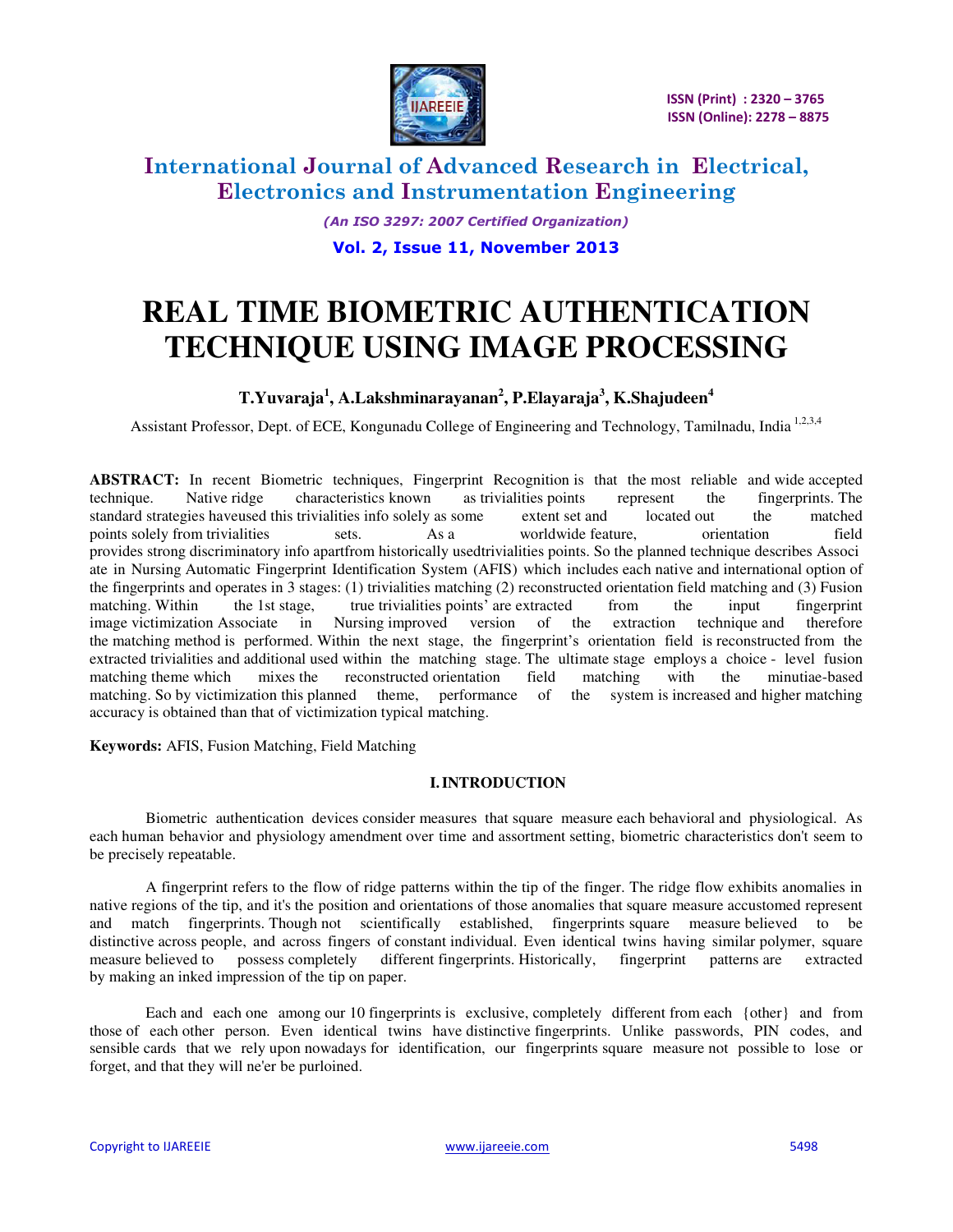# International Journal of Advanced Research in Electrical, Electronics and Instrumentation Engineering

*(An ISO 3297: 2007 Certified Organization)*

**Vol. 2, Issue 11, November 2013**

# REAL TIME BIOMETRIC AUTHENTICATION TECHNIQUE USING IMAGE PROCESSING

**T.Yuvaraja[1], A.Lakshminarayanan[2], P.Elayaraja[3], K.Shajudeen[4]**

Assistant Professor, Dept. of ECE, Kongunadu College of Engineering and Technology, Tamilnadu, India [1,2,3,4]

**ABSTRACT:** In recent Biometric techniques, Fingerprint Recognition is that the most reliable and wide accepted technique. Native ridge characteristics known as trivialities points represent the fingerprints. The standard strategies haveused this trivialities info solely as some extent set and located out the matched points solely from trivialities sets. As a worldwide feature, orientation field provides strong discriminatory info apartfrom historically usedtrivialities points. So the planned technique describes Associ ate in Nursing Automatic Fingerprint Identification System (AFIS) which includes each native and international option of the fingerprints and operates in 3 stages: (1) trivialities matching (2) reconstructed orientation field matching and (3) Fusion matching. Within the 1st stage, true trivialities points' are extracted from the input fingerprint image victimization Associate in Nursing improved version of the extraction technique and therefore the matching method is performed. Within the next stage, the fingerprint's orientation field is reconstructed from the extracted trivialities and additional used within the matching stage. The ultimate stage employs a choice - level fusion matching theme which mixes the reconstructed orientation field matching with the minutiae-based matching. So by victimization this planned theme, performance of the system is increased and higher matching accuracy is obtained than that of victimization typical matching.

**Keywords:** AFIS, Fusion Matching, Field Matching

## I. INTRODUCTION

Biometric authentication devices consider measures that square measure each behavioral and physiological. As each human behavior and physiology amendment over time and assortment setting, biometric characteristics don't seem to be precisely repeatable.

A fingerprint refers to the flow of ridge patterns within the tip of the finger. The ridge flow exhibits anomalies in native regions of the tip, and it's the position and orientations of those anomalies that square measure accustomed represent and match fingerprints. Though not scientifically established, fingerprints square measure believed to be distinctive across people, and across fingers of constant individual. Even identical twins having similar polymer, square measure believed to possess completely different fingerprints. Historically, fingerprint patterns are extracted by making an inked impression of the tip on paper.

Each and each one among our 10 fingerprints is exclusive, completely different from each {other} and from those of each other person. Even identical twins have distinctive fingerprints. Unlike passwords, PIN codes, and sensible cards that we rely upon nowadays for identification, our fingerprints square measure not possible to lose or forget, and that they will ne'er be purloined.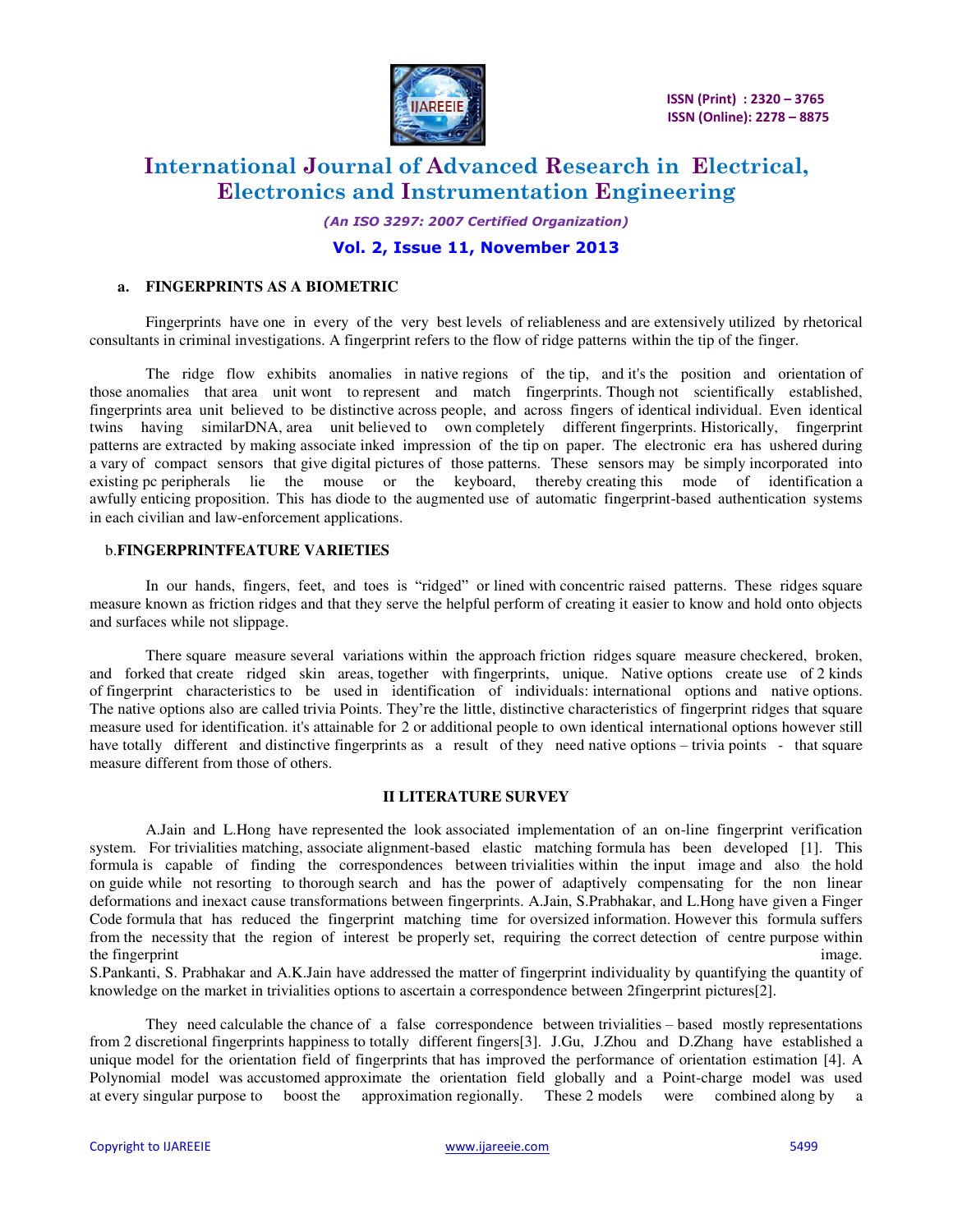### a. FINGERPRINTS AS A BIOMETRIC

Fingerprints have one in every of the very best levels of reliableness and are extensively utilized by rhetorical consultants in criminal investigations. A fingerprint refers to the flow of ridge patterns within the tip of the finger.

The ridge flow exhibits anomalies in native regions of the tip, and it's the position and orientation of those anomalies that area unit wont to represent and match fingerprints. Though not scientifically established, fingerprints area unit believed to be distinctive across people, and across fingers of identical individual. Even identical twins having similarDNA, area unit believed to own completely different fingerprints. Historically, fingerprint patterns are extracted by making associate inked impression of the tip on paper. The electronic era has ushered during a vary of compact sensors that give digital pictures of those patterns. These sensors may be simply incorporated into existing pc peripherals lie the mouse or the keyboard, thereby creating this mode of identification a awfully enticing proposition. This has diode to the augmented use of automatic fingerprint-based authentication systems in each civilian and law-enforcement applications.

### b.FINGERPRINTFEATURE VARIETIES

In our hands, fingers, feet, and toes is "ridged" or lined with concentric raised patterns. These ridges square measure known as friction ridges and that they serve the helpful perform of creating it easier to know and hold onto objects and surfaces while not slippage.

There square measure several variations within the approach friction ridges square measure checkered, broken, and forked that create ridged skin areas, together with fingerprints, unique. Native options create use of 2 kinds of fingerprint characteristics to be used in identification of individuals: international options and native options. The native options also are called trivia Points. They're the little, distinctive characteristics of fingerprint ridges that square measure used for identification. it's attainable for 2 or additional people to own identical international options however still have totally different and distinctive fingerprints as a result of they need native options – trivia points - that square measure different from those of others.

## II LITERATURE SURVEY

A.Jain and L.Hong have represented the look associated implementation of an on-line fingerprint verification system. For trivialities matching, associate alignment-based elastic matching formula has been developed [1]. This formula is capable of finding the correspondences between trivialities within the input image and also the hold on guide while not resorting to thorough search and has the power of adaptively compensating for the non linear deformations and inexact cause transformations between fingerprints. A.Jain, S.Prabhakar, and L.Hong have given a Finger Code formula that has reduced the fingerprint matching time for oversized information. However this formula suffers from the necessity that the region of interest be properly set, requiring the correct detection of centre purpose within the fingerprint image.
S.Pankanti, S. Prabhakar and A.K.Jain have addressed the matter of fingerprint individuality by quantifying the quantity of knowledge on the market in trivialities options to ascertain a correspondence between 2fingerprint pictures[2].

They need calculable the chance of a false correspondence between trivialities – based mostly representations from 2 discretional fingerprints happiness to totally different fingers[3]. J.Gu, J.Zhou and D.Zhang have established a unique model for the orientation field of fingerprints that has improved the performance of orientation estimation [4]. A Polynomial model was accustomed approximate the orientation field globally and a Point-charge model was used at every singular purpose to boost the approximation regionally. These 2 models were combined along by a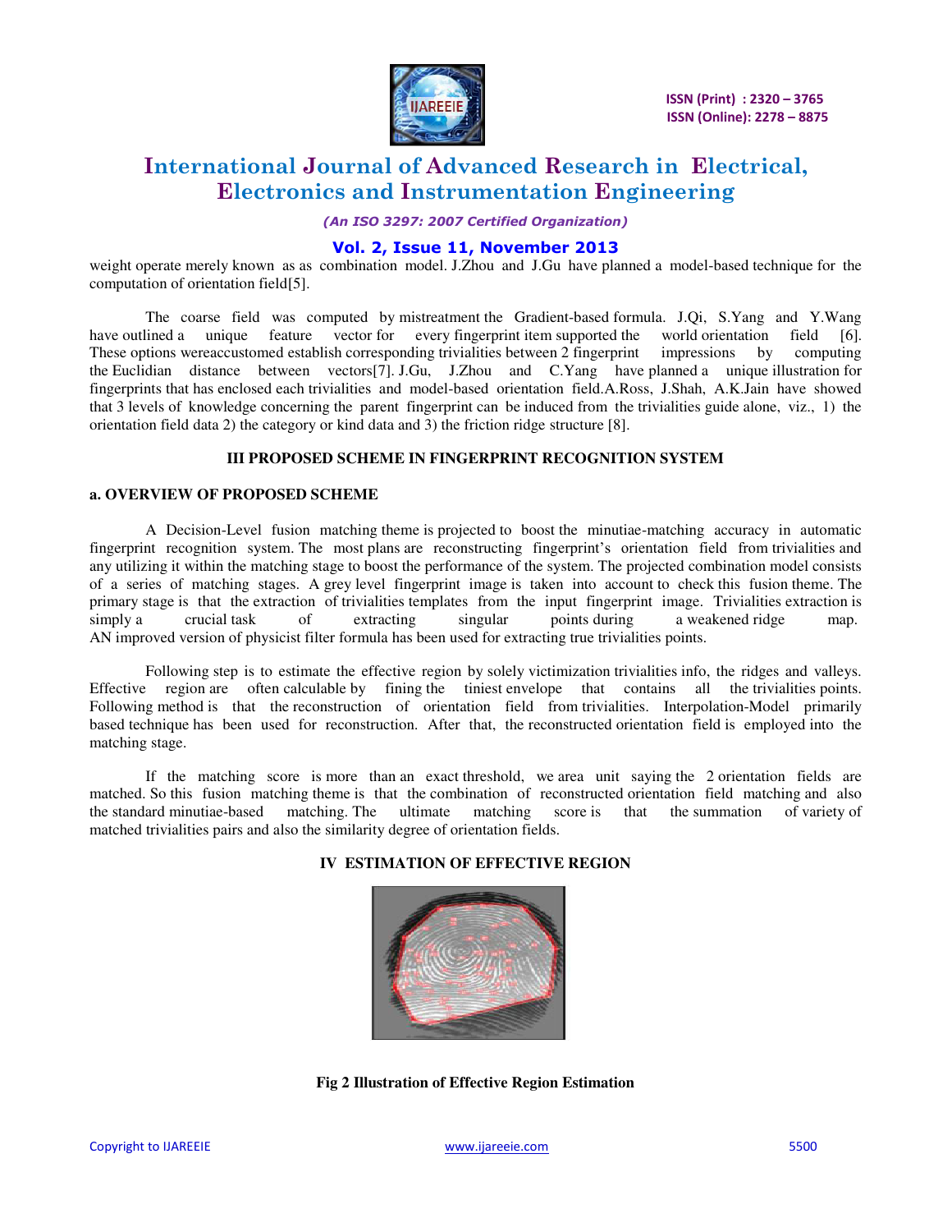weight operate merely known as as combination model. J.Zhou and J.Gu have planned a model-based technique for the computation of orientation field[5].

The coarse field was computed by mistreatment the Gradient-based formula. J.Qi, S.Yang and Y.Wang have outlined a unique feature vector for every fingerprint item supported the world orientation field [6]. These options wereaccustomed establish corresponding trivialities between 2 fingerprint impressions by computing the Euclidian distance between vectors[7]. J.Gu, J.Zhou and C.Yang have planned a unique illustration for fingerprints that has enclosed each trivialities and model-based orientation field.A.Ross, J.Shah, A.K.Jain have showed that 3 levels of knowledge concerning the parent fingerprint can be induced from the trivialities guide alone, viz., 1) the orientation field data 2) the category or kind data and 3) the friction ridge structure [8].

## III PROPOSED SCHEME IN FINGERPRINT RECOGNITION SYSTEM

### a. OVERVIEW OF PROPOSED SCHEME

A Decision-Level fusion matching theme is projected to boost the minutiae-matching accuracy in automatic fingerprint recognition system. The most plans are reconstructing fingerprint's orientation field from trivialities and any utilizing it within the matching stage to boost the performance of the system. The projected combination model consists of a series of matching stages. A grey level fingerprint image is taken into account to check this fusion theme. The primary stage is that the extraction of trivialities templates from the input fingerprint image. Trivialities extraction is simply a crucial task of extracting singular points during a weakened ridge map. AN improved version of physicist filter formula has been used for extracting true trivialities points.

Following step is to estimate the effective region by solely victimization trivialities info, the ridges and valleys. Effective region are often calculable by fining the tiniest envelope that contains all the trivialities points. Following method is that the reconstruction of orientation field from trivialities. Interpolation-Model primarily based technique has been used for reconstruction. After that, the reconstructed orientation field is employed into the matching stage.

If the matching score is more than an exact threshold, we area unit saying the 2 orientation fields are matched. So this fusion matching theme is that the combination of reconstructed orientation field matching and also the standard minutiae-based matching. The ultimate matching score is that the summation of variety of matched trivialities pairs and also the similarity degree of orientation fields.

## IV ESTIMATION OF EFFECTIVE REGION

**Fig 2 Illustration of Effective Region Estimation**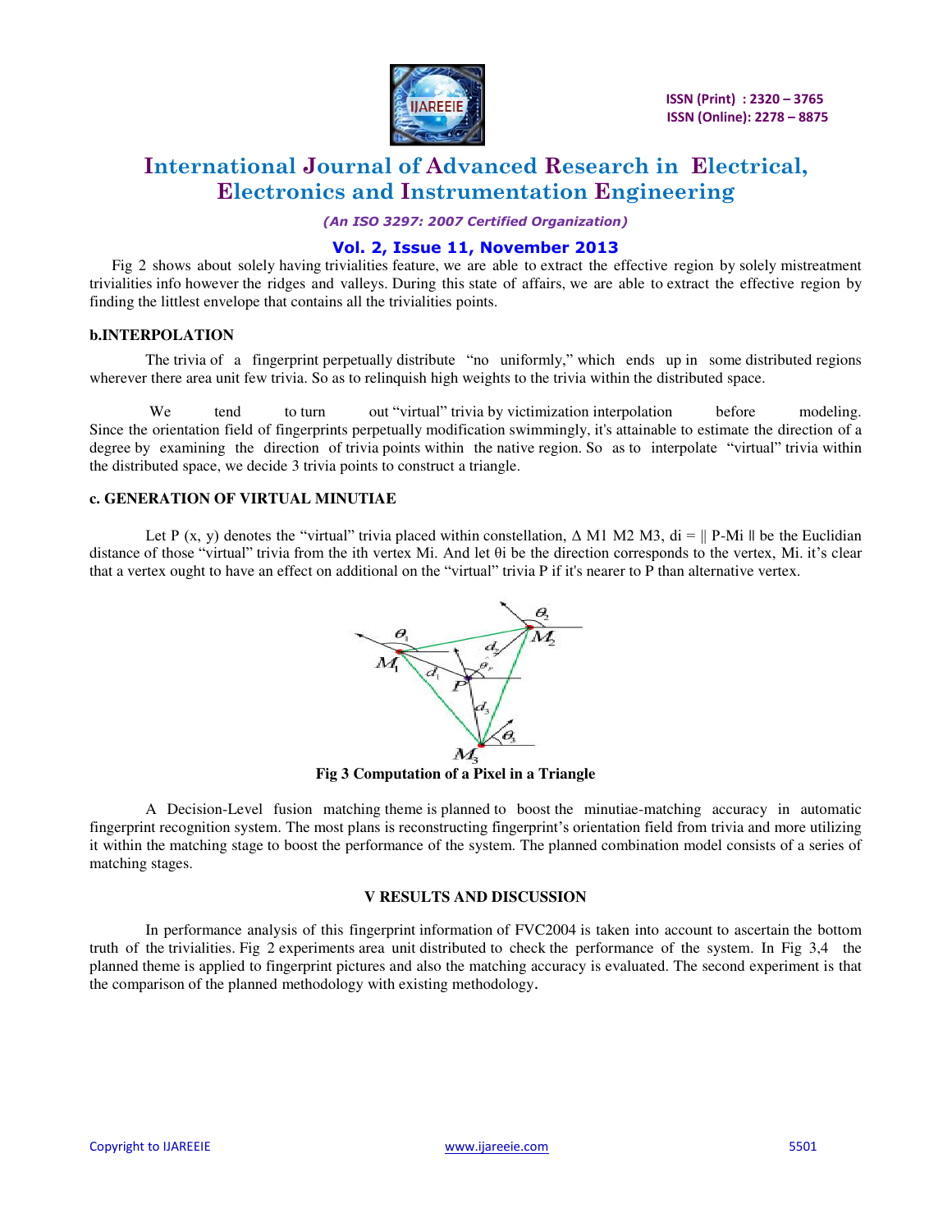Fig 2 shows about solely having trivialities feature, we are able to extract the effective region by solely mistreatment trivialities info however the ridges and valleys. During this state of affairs, we are able to extract the effective region by finding the littlest envelope that contains all the trivialities points.

### b.INTERPOLATION

The trivia of a fingerprint perpetually distribute "no uniformly," which ends up in some distributed regions wherever there area unit few trivia. So as to relinquish high weights to the trivia within the distributed space.

We tend to turn out "virtual" trivia by victimization interpolation before modeling. Since the orientation field of fingerprints perpetually modification swimmingly, it's attainable to estimate the direction of a degree by examining the direction of trivia points within the native region. So as to interpolate "virtual" trivia within the distributed space, we decide 3 trivia points to construct a triangle.

### c. GENERATION OF VIRTUAL MINUTIAE

Let P (x, y) denotes the "virtual" trivia placed within constellation, $\Delta$ M1 M2 M3, $d_i = \| P\text{-}M_i \|$ be the Euclidian distance of those "virtual" trivia from the ith vertex $M_i$. And let $\theta_i$ be the direction corresponds to the vertex, $M_i$. it's clear that a vertex ought to have an effect on additional on the "virtual" trivia P if it's nearer to P than alternative vertex.

**Fig 3 Computation of a Pixel in a Triangle**

A Decision-Level fusion matching theme is planned to boost the minutiae-matching accuracy in automatic fingerprint recognition system. The most plans is reconstructing fingerprint's orientation field from trivia and more utilizing it within the matching stage to boost the performance of the system. The planned combination model consists of a series of matching stages.

## V RESULTS AND DISCUSSION

In performance analysis of this fingerprint information of FVC2004 is taken into account to ascertain the bottom truth of the trivialities. Fig 2 experiments area unit distributed to check the performance of the system. In Fig 3,4 the planned theme is applied to fingerprint pictures and also the matching accuracy is evaluated. The second experiment is that the comparison of the planned methodology with existing methodology.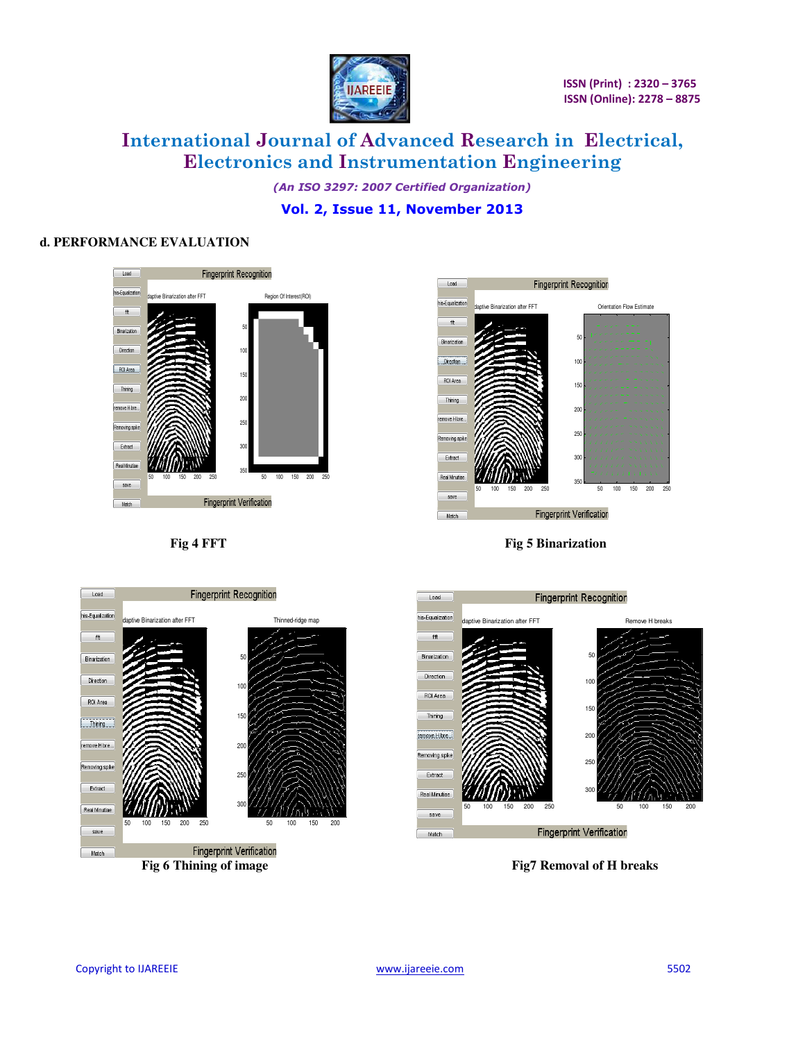### d. PERFORMANCE EVALUATION

Fig 4 FFT

Fig 5 Binarization

Fig 6 Thining of image

Fig7 Removal of H breaks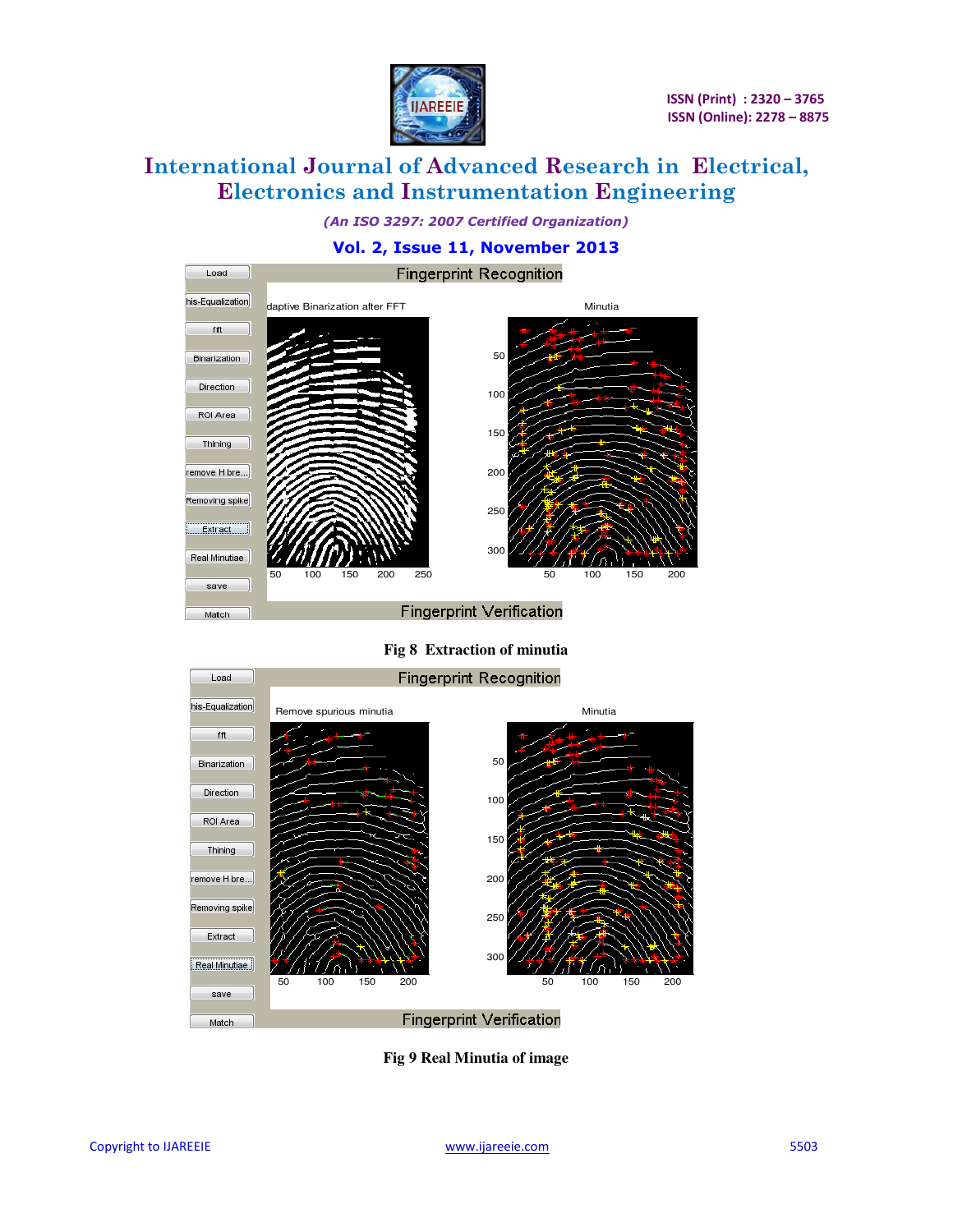Fig 8  Extraction of minutia

Fig 9 Real Minutia of image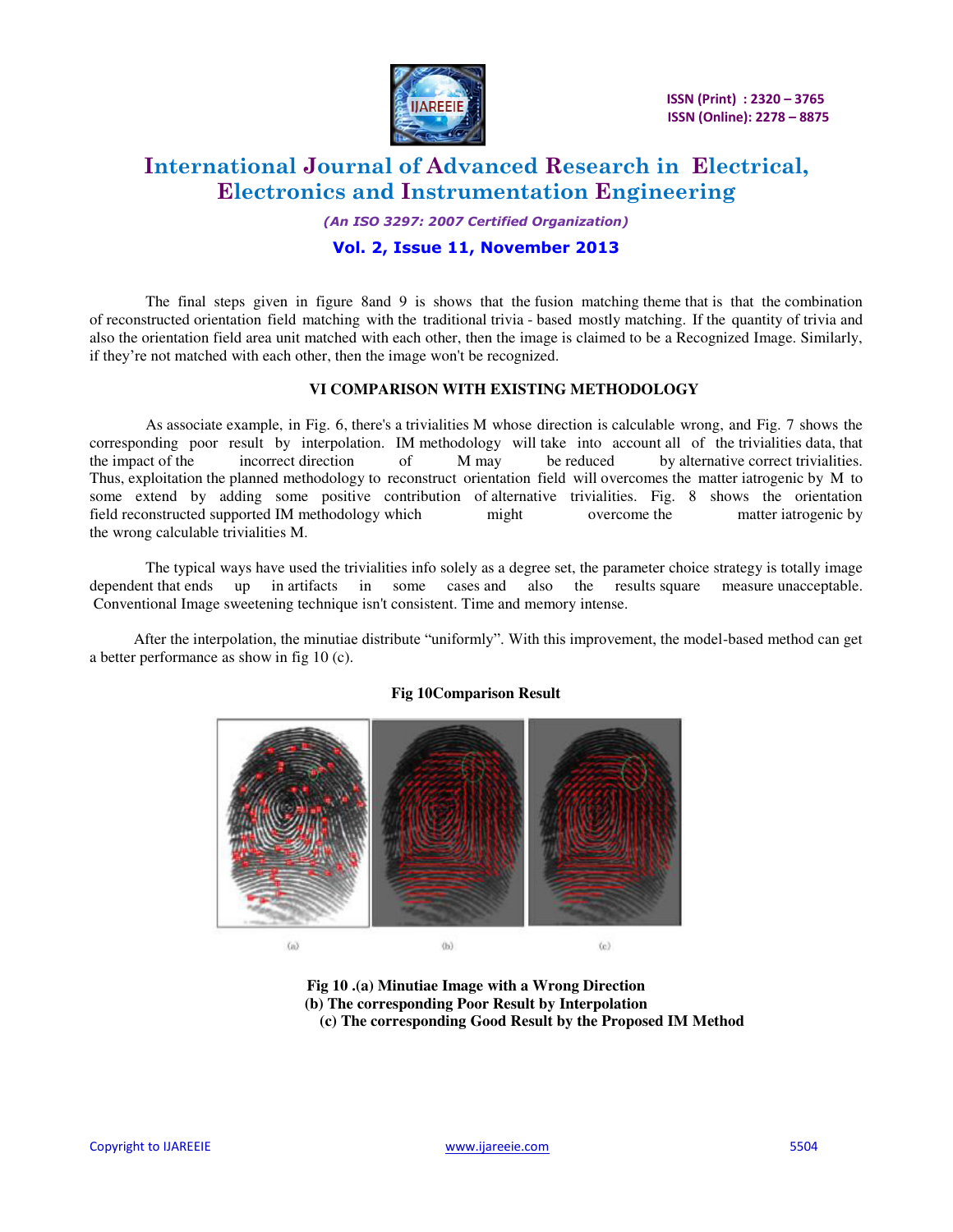The final steps given in figure 8and 9 is shows that the fusion matching theme that is that the combination of reconstructed orientation field matching with the traditional trivia - based mostly matching. If the quantity of trivia and also the orientation field area unit matched with each other, then the image is claimed to be a Recognized Image. Similarly, if they're not matched with each other, then the image won't be recognized.

## VI COMPARISON WITH EXISTING METHODOLOGY

As associate example, in Fig. 6, there's a trivialities M whose direction is calculable wrong, and Fig. 7 shows the corresponding poor result by interpolation. IM methodology will take into account all of the trivialities data, that the impact of the incorrect direction of M may be reduced by alternative correct trivialities. Thus, exploitation the planned methodology to reconstruct orientation field will overcomes the matter iatrogenic by M to some extend by adding some positive contribution of alternative trivialities. Fig. 8 shows the orientation field reconstructed supported IM methodology which might overcome the matter iatrogenic by the wrong calculable trivialities M.

The typical ways have used the trivialities info solely as a degree set, the parameter choice strategy is totally image dependent that ends up in artifacts in some cases and also the results square measure unacceptable. Conventional Image sweetening technique isn't consistent. Time and memory intense.

After the interpolation, the minutiae distribute "uniformly". With this improvement, the model-based method can get a better performance as show in fig 10 (c).

**Fig 10Comparison Result**

(a) (b) (c)

**Fig 10 .(a) Minutiae Image with a Wrong Direction**
**(b) The corresponding Poor Result by Interpolation**
**(c) The corresponding Good Result by the Proposed IM Method**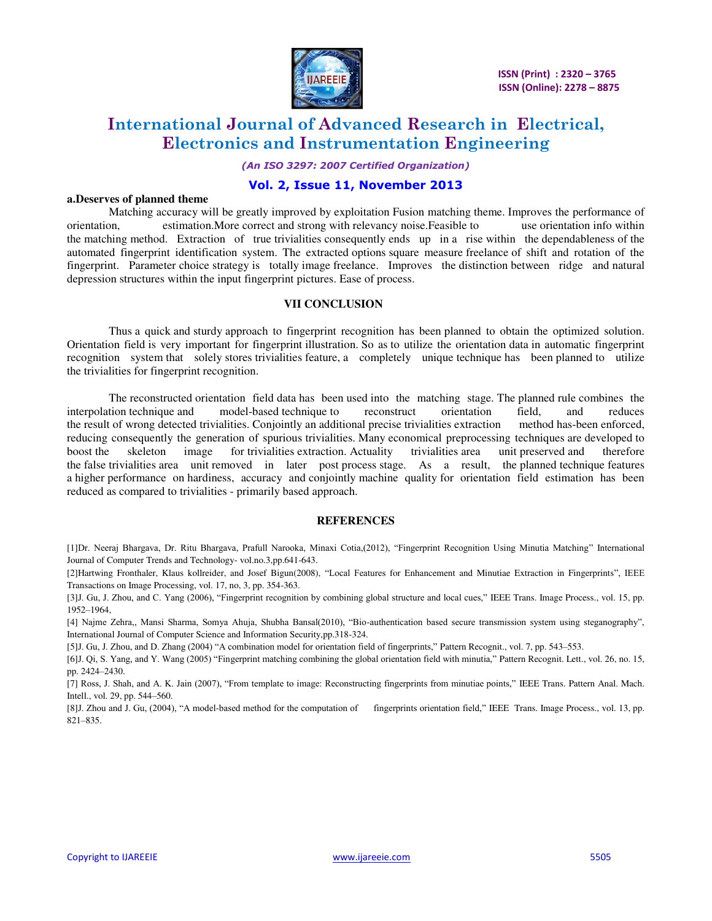**a.Deserves of planned theme**

Matching accuracy will be greatly improved by exploitation Fusion matching theme. Improves the performance of orientation, estimation.More correct and strong with relevancy noise.Feasible to use orientation info within the matching method. Extraction of true trivialities consequently ends up in a rise within the dependableness of the automated fingerprint identification system. The extracted options square measure freelance of shift and rotation of the fingerprint. Parameter choice strategy is totally image freelance. Improves the distinction between ridge and natural depression structures within the input fingerprint pictures. Ease of process.

## VII CONCLUSION

Thus a quick and sturdy approach to fingerprint recognition has been planned to obtain the optimized solution. Orientation field is very important for fingerprint illustration. So as to utilize the orientation data in automatic fingerprint recognition system that solely stores trivialities feature, a completely unique technique has been planned to utilize the trivialities for fingerprint recognition.

The reconstructed orientation field data has been used into the matching stage. The planned rule combines the interpolation technique and model-based technique to reconstruct orientation field, and reduces the result of wrong detected trivialities. Conjointly an additional precise trivialities extraction method has-been enforced, reducing consequently the generation of spurious trivialities. Many economical preprocessing techniques are developed to boost the skeleton image for trivialities extraction. Actuality trivialities area unit preserved and therefore the false trivialities area unit removed in later post process stage. As a result, the planned technique features a higher performance on hardiness, accuracy and conjointly machine quality for orientation field estimation has been reduced as compared to trivialities - primarily based approach.

## REFERENCES

[1]Dr. Neeraj Bhargava, Dr. Ritu Bhargava, Prafull Narooka, Minaxi Cotia,(2012), "Fingerprint Recognition Using Minutia Matching" International Journal of Computer Trends and Technology- vol.no.3,pp.641-643.

[2]Hartwing Fronthaler, Klaus kollreider, and Josef Bigun(2008), "Local Features for Enhancement and Minutiae Extraction in Fingerprints", IEEE Transactions on Image Processing, vol. 17, no, 3, pp. 354-363.

[3]J. Gu, J. Zhou, and C. Yang (2006), "Fingerprint recognition by combining global structure and local cues," IEEE Trans. Image Process., vol. 15, pp. 1952–1964,

[4] Najme Zehra,, Mansi Sharma, Somya Ahuja, Shubha Bansal(2010), "Bio-authentication based secure transmission system using steganography", International Journal of Computer Science and Information Security,pp.318-324.

[5]J. Gu, J. Zhou, and D. Zhang (2004) "A combination model for orientation field of fingerprints," Pattern Recognit., vol. 7, pp. 543–553.

[6]J. Qi, S. Yang, and Y. Wang (2005) "Fingerprint matching combining the global orientation field with minutia," Pattern Recognit. Lett., vol. 26, no. 15, pp. 2424–2430.

[7] Ross, J. Shah, and A. K. Jain (2007), "From template to image: Reconstructing fingerprints from minutiae points," IEEE Trans. Pattern Anal. Mach. Intell., vol. 29, pp. 544–560.

[8]J. Zhou and J. Gu, (2004), "A model-based method for the computation of fingerprints orientation field," IEEE Trans. Image Process., vol. 13, pp. 821–835.